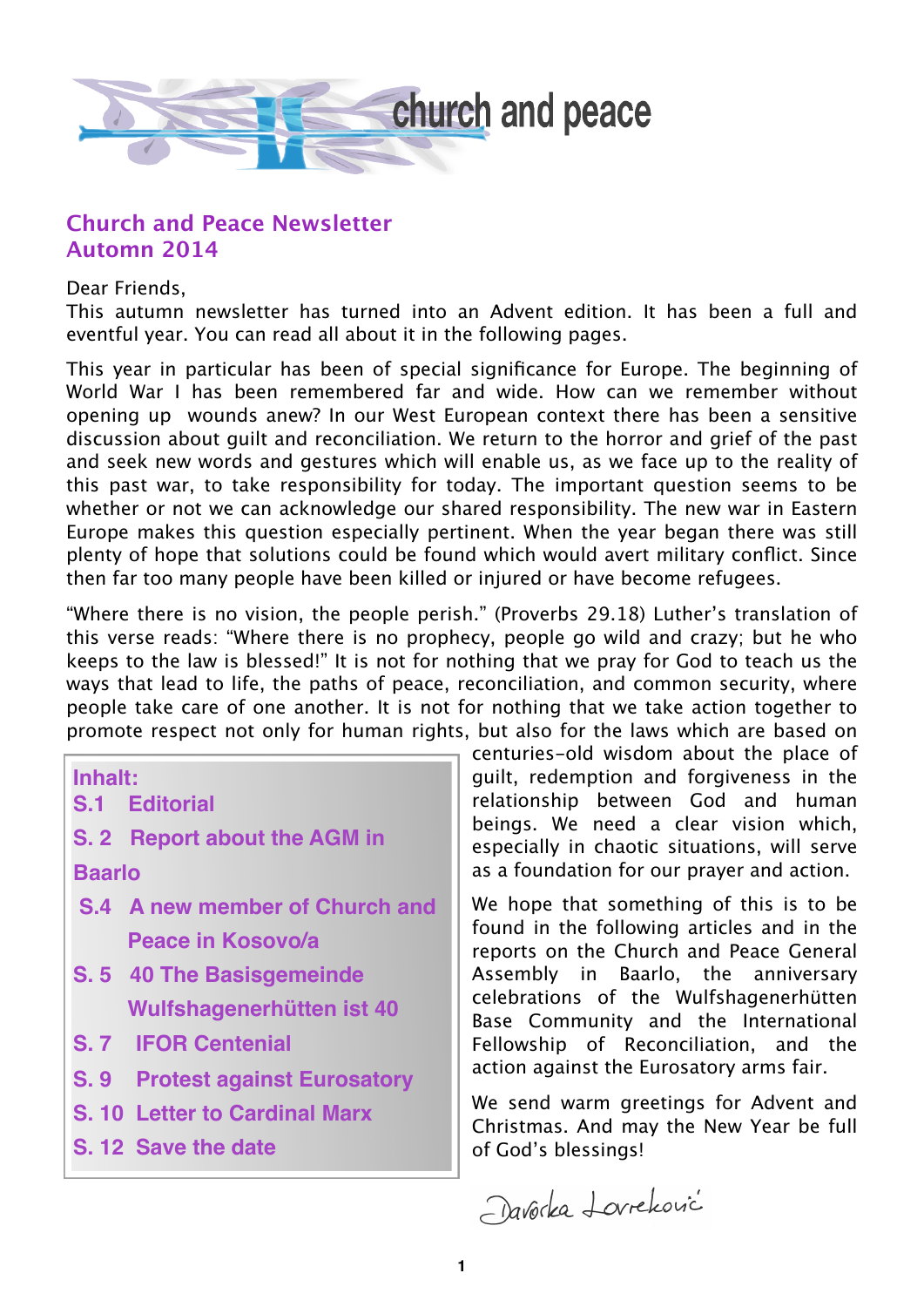church and peace

## Church and Peace Newsletter
## Automn 2014

Dear Friends,
This autumn newsletter has turned into an Advent edition. It has been a full and eventful year. You can read all about it in the following pages.

This year in particular has been of special significance for Europe. The beginning of World War I has been remembered far and wide. How can we remember without opening up wounds anew? In our West European context there has been a sensitive discussion about guilt and reconciliation. We return to the horror and grief of the past and seek new words and gestures which will enable us, as we face up to the reality of this past war, to take responsibility for today. The important question seems to be whether or not we can acknowledge our shared responsibility. The new war in Eastern Europe makes this question especially pertinent. When the year began there was still plenty of hope that solutions could be found which would avert military conflict. Since then far too many people have been killed or injured or have become refugees.

"Where there is no vision, the people perish." (Proverbs 29.18) Luther's translation of this verse reads: "Where there is no prophecy, people go wild and crazy; but he who keeps to the law is blessed!" It is not for nothing that we pray for God to teach us the ways that lead to life, the paths of peace, reconciliation, and common security, where people take care of one another. It is not for nothing that we take action together to promote respect not only for human rights, but also for the laws which are based on centuries-old wisdom about the place of guilt, redemption and forgiveness in the relationship between God and human beings. We need a clear vision which, especially in chaotic situations, will serve as a foundation for our prayer and action.

We hope that something of this is to be found in the following articles and in the reports on the Church and Peace General Assembly in Baarlo, the anniversary celebrations of the Wulfshagenerhütten Base Community and the International Fellowship of Reconciliation, and the action against the Eurosatory arms fair.

We send warm greetings for Advent and Christmas. And may the New Year be full of God's blessings!

Davorka Lovreković

**Inhalt:**
- S.1 Editorial
- S. 2 Report about the AGM in Baarlo
- S.4 A new member of Church and Peace in Kosovo/a
- S. 5 40 The Basisgemeinde Wulfshagenerhütten ist 40
- S. 7 IFOR Centenial
- S. 9 Protest against Eurosatory
- S. 10 Letter to Cardinal Marx
- S. 12 Save the date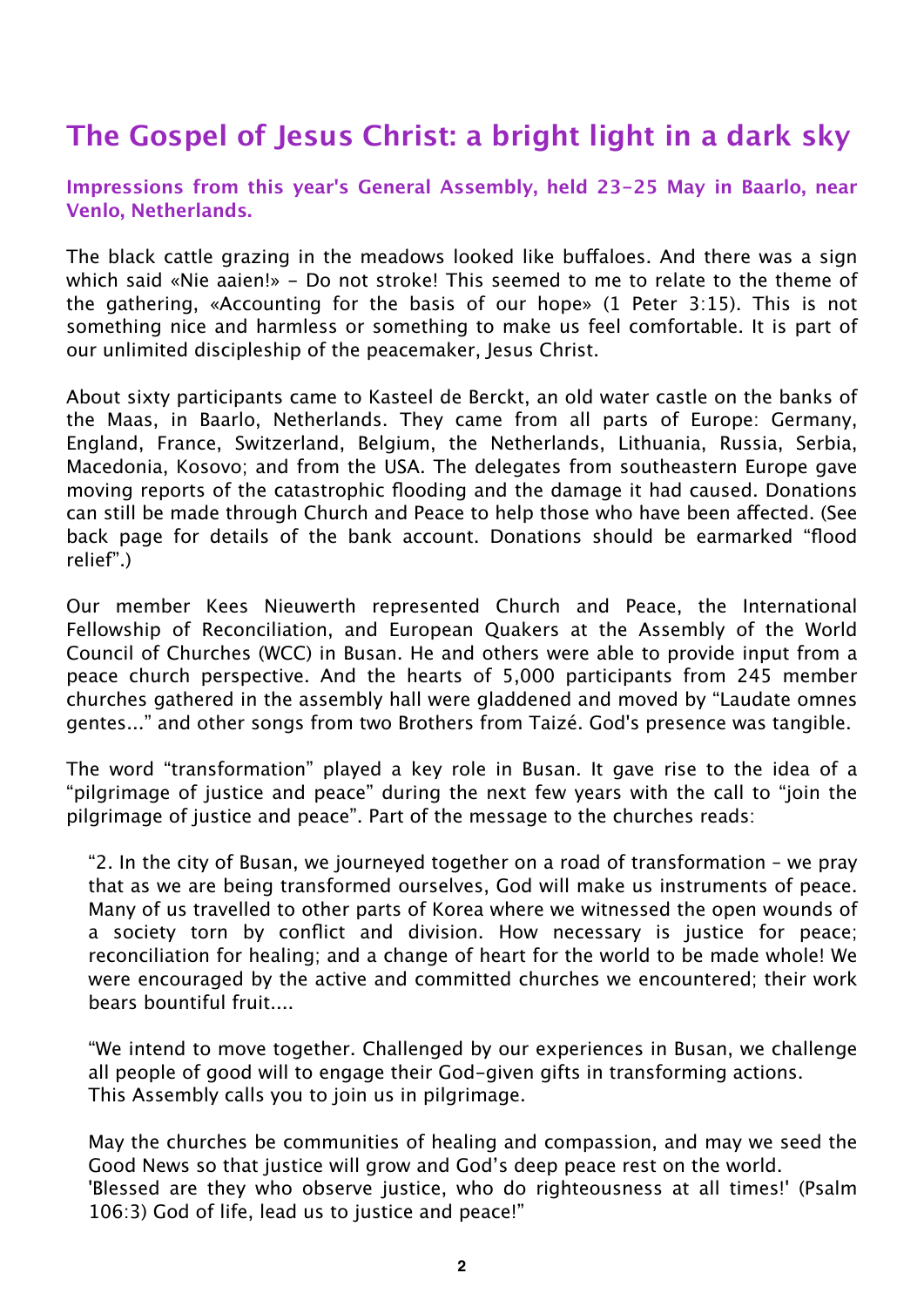# The Gospel of Jesus Christ: a bright light in a dark sky

**Impressions from this year's General Assembly, held 23-25 May in Baarlo, near Venlo, Netherlands.**

The black cattle grazing in the meadows looked like buffaloes. And there was a sign which said «Nie aaien!» - Do not stroke! This seemed to me to relate to the theme of the gathering, «Accounting for the basis of our hope» (1 Peter 3:15). This is not something nice and harmless or something to make us feel comfortable. It is part of our unlimited discipleship of the peacemaker, Jesus Christ.

About sixty participants came to Kasteel de Berckt, an old water castle on the banks of the Maas, in Baarlo, Netherlands. They came from all parts of Europe: Germany, England, France, Switzerland, Belgium, the Netherlands, Lithuania, Russia, Serbia, Macedonia, Kosovo; and from the USA. The delegates from southeastern Europe gave moving reports of the catastrophic flooding and the damage it had caused. Donations can still be made through Church and Peace to help those who have been affected. (See back page for details of the bank account. Donations should be earmarked "flood relief".)

Our member Kees Nieuwerth represented Church and Peace, the International Fellowship of Reconciliation, and European Quakers at the Assembly of the World Council of Churches (WCC) in Busan. He and others were able to provide input from a peace church perspective. And the hearts of 5,000 participants from 245 member churches gathered in the assembly hall were gladdened and moved by "Laudate omnes gentes..." and other songs from two Brothers from Taizé. God's presence was tangible.

The word "transformation" played a key role in Busan. It gave rise to the idea of a "pilgrimage of justice and peace" during the next few years with the call to "join the pilgrimage of justice and peace". Part of the message to the churches reads:

> "2. In the city of Busan, we journeyed together on a road of transformation – we pray that as we are being transformed ourselves, God will make us instruments of peace. Many of us travelled to other parts of Korea where we witnessed the open wounds of a society torn by conflict and division. How necessary is justice for peace; reconciliation for healing; and a change of heart for the world to be made whole! We were encouraged by the active and committed churches we encountered; their work bears bountiful fruit....
>
> "We intend to move together. Challenged by our experiences in Busan, we challenge all people of good will to engage their God-given gifts in transforming actions.
> This Assembly calls you to join us in pilgrimage.
>
> May the churches be communities of healing and compassion, and may we seed the Good News so that justice will grow and God's deep peace rest on the world.
> 'Blessed are they who observe justice, who do righteousness at all times!' (Psalm 106:3) God of life, lead us to justice and peace!"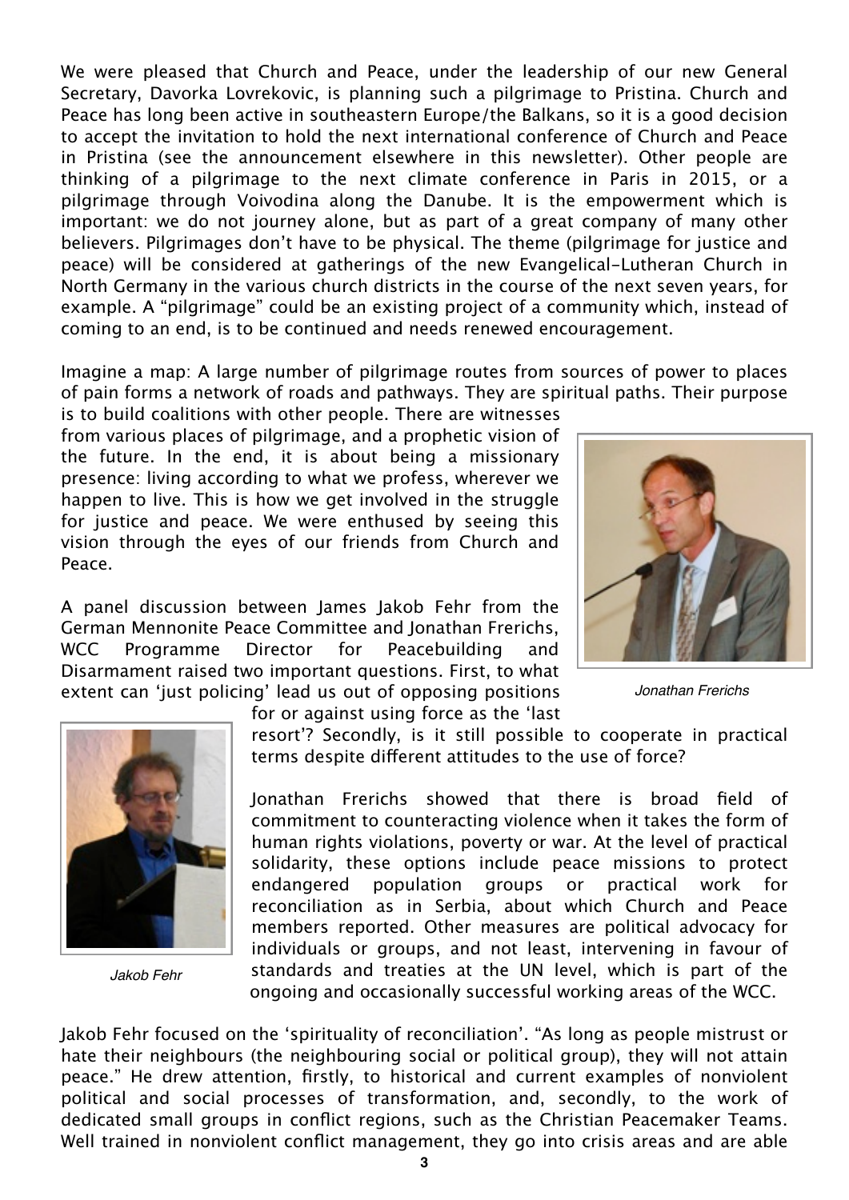We were pleased that Church and Peace, under the leadership of our new General Secretary, Davorka Lovrekovic, is planning such a pilgrimage to Pristina. Church and Peace has long been active in southeastern Europe/the Balkans, so it is a good decision to accept the invitation to hold the next international conference of Church and Peace in Pristina (see the announcement elsewhere in this newsletter). Other people are thinking of a pilgrimage to the next climate conference in Paris in 2015, or a pilgrimage through Voivodina along the Danube. It is the empowerment which is important: we do not journey alone, but as part of a great company of many other believers. Pilgrimages don't have to be physical. The theme (pilgrimage for justice and peace) will be considered at gatherings of the new Evangelical-Lutheran Church in North Germany in the various church districts in the course of the next seven years, for example. A "pilgrimage" could be an existing project of a community which, instead of coming to an end, is to be continued and needs renewed encouragement.

Imagine a map: A large number of pilgrimage routes from sources of power to places of pain forms a network of roads and pathways. They are spiritual paths. Their purpose is to build coalitions with other people. There are witnesses from various places of pilgrimage, and a prophetic vision of the future. In the end, it is about being a missionary presence: living according to what we profess, wherever we happen to live. This is how we get involved in the struggle for justice and peace. We were enthused by seeing this vision through the eyes of our friends from Church and Peace.

*Jonathan Frerichs*

A panel discussion between James Jakob Fehr from the German Mennonite Peace Committee and Jonathan Frerichs, WCC Programme Director for Peacebuilding and Disarmament raised two important questions. First, to what extent can 'just policing' lead us out of opposing positions for or against using force as the 'last resort'? Secondly, is it still possible to cooperate in practical terms despite different attitudes to the use of force?

*Jakob Fehr*

Jonathan Frerichs showed that there is broad field of commitment to counteracting violence when it takes the form of human rights violations, poverty or war. At the level of practical solidarity, these options include peace missions to protect endangered population groups or practical work for reconciliation as in Serbia, about which Church and Peace members reported. Other measures are political advocacy for individuals or groups, and not least, intervening in favour of standards and treaties at the UN level, which is part of the ongoing and occasionally successful working areas of the WCC.

Jakob Fehr focused on the 'spirituality of reconciliation'. "As long as people mistrust or hate their neighbours (the neighbouring social or political group), they will not attain peace." He drew attention, firstly, to historical and current examples of nonviolent political and social processes of transformation, and, secondly, to the work of dedicated small groups in conflict regions, such as the Christian Peacemaker Teams. Well trained in nonviolent conflict management, they go into crisis areas and are able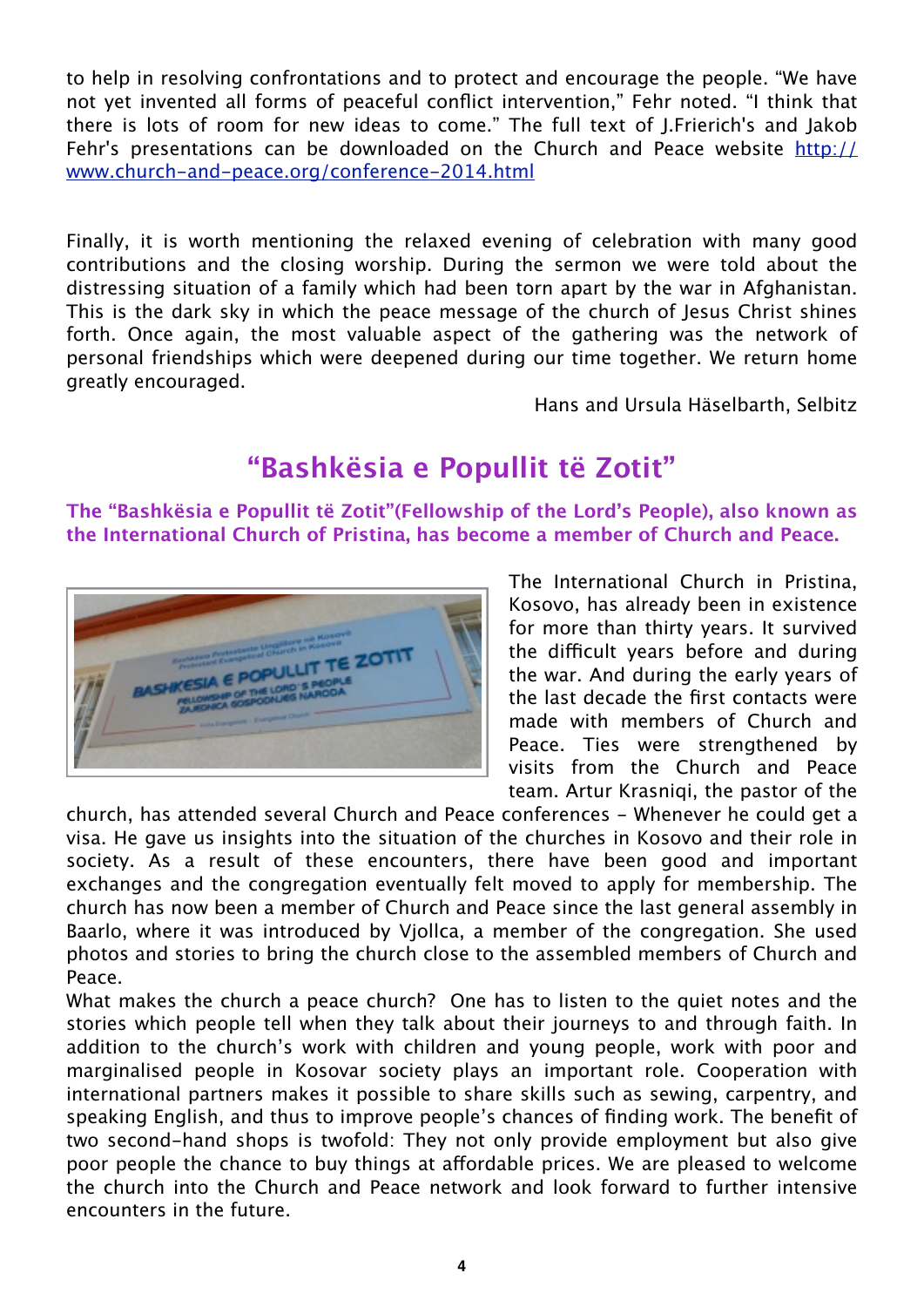to help in resolving confrontations and to protect and encourage the people. "We have not yet invented all forms of peaceful conflict intervention," Fehr noted. "I think that there is lots of room for new ideas to come." The full text of J.Frierich's and Jakob Fehr's presentations can be downloaded on the Church and Peace website [http://www.church-and-peace.org/conference-2014.html](http://www.church-and-peace.org/conference-2014.html)

Finally, it is worth mentioning the relaxed evening of celebration with many good contributions and the closing worship. During the sermon we were told about the distressing situation of a family which had been torn apart by the war in Afghanistan. This is the dark sky in which the peace message of the church of Jesus Christ shines forth. Once again, the most valuable aspect of the gathering was the network of personal friendships which were deepened during our time together. We return home greatly encouraged.

Hans and Ursula Häselbarth, Selbitz

## "Bashkësia e Popullit të Zotit"

**The "Bashkësia e Popullit të Zotit"(Fellowship of the Lord's People), also known as the International Church of Pristina, has become a member of Church and Peace.**

The International Church in Pristina, Kosovo, has already been in existence for more than thirty years. It survived the difficult years before and during the war. And during the early years of the last decade the first contacts were made with members of Church and Peace. Ties were strengthened by visits from the Church and Peace team. Artur Krasniqi, the pastor of the church, has attended several Church and Peace conferences - Whenever he could get a visa. He gave us insights into the situation of the churches in Kosovo and their role in society. As a result of these encounters, there have been good and important exchanges and the congregation eventually felt moved to apply for membership. The church has now been a member of Church and Peace since the last general assembly in Baarlo, where it was introduced by Vjollca, a member of the congregation. She used photos and stories to bring the church close to the assembled members of Church and Peace.

What makes the church a peace church? One has to listen to the quiet notes and the stories which people tell when they talk about their journeys to and through faith. In addition to the church's work with children and young people, work with poor and marginalised people in Kosovar society plays an important role. Cooperation with international partners makes it possible to share skills such as sewing, carpentry, and speaking English, and thus to improve people's chances of finding work. The benefit of two second-hand shops is twofold: They not only provide employment but also give poor people the chance to buy things at affordable prices. We are pleased to welcome the church into the Church and Peace network and look forward to further intensive encounters in the future.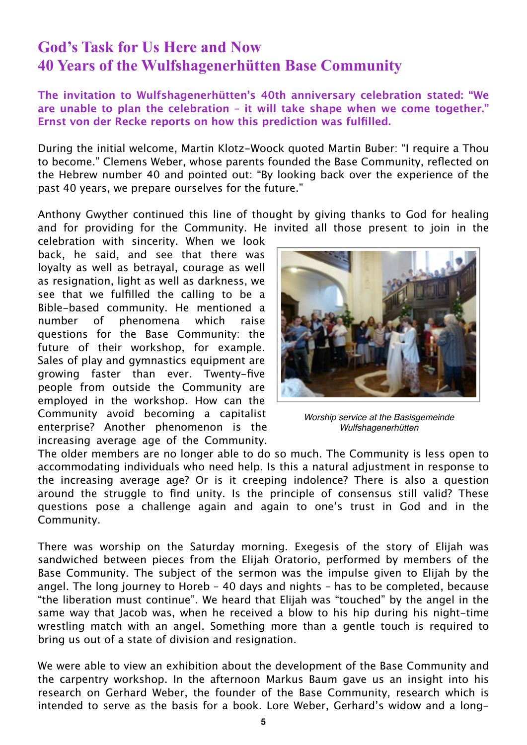# God's Task for Us Here and Now
# 40 Years of the Wulfshagenerhütten Base Community

**The invitation to Wulfshagenerhütten's 40th anniversary celebration stated: "We are unable to plan the celebration – it will take shape when we come together." Ernst von der Recke reports on how this prediction was fulfilled.**

During the initial welcome, Martin Klotz-Woock quoted Martin Buber: "I require a Thou to become." Clemens Weber, whose parents founded the Base Community, reflected on the Hebrew number 40 and pointed out: "By looking back over the experience of the past 40 years, we prepare ourselves for the future."

Anthony Gwyther continued this line of thought by giving thanks to God for healing and for providing for the Community. He invited all those present to join in the celebration with sincerity. When we look back, he said, and see that there was loyalty as well as betrayal, courage as well as resignation, light as well as darkness, we see that we fulfilled the calling to be a Bible-based community. He mentioned a number of phenomena which raise questions for the Base Community: the future of their workshop, for example. Sales of play and gymnastics equipment are growing faster than ever. Twenty-five people from outside the Community are employed in the workshop. How can the Community avoid becoming a capitalist enterprise? Another phenomenon is the increasing average age of the Community. The older members are no longer able to do so much. The Community is less open to accommodating individuals who need help. Is this a natural adjustment in response to the increasing average age? Or is it creeping indolence? There is also a question around the struggle to find unity. Is the principle of consensus still valid? These questions pose a challenge again and again to one's trust in God and in the Community.

*Worship service at the Basisgemeinde Wulfshagenerhütten*

There was worship on the Saturday morning. Exegesis of the story of Elijah was sandwiched between pieces from the Elijah Oratorio, performed by members of the Base Community. The subject of the sermon was the impulse given to Elijah by the angel. The long journey to Horeb – 40 days and nights – has to be completed, because "the liberation must continue". We heard that Elijah was "touched" by the angel in the same way that Jacob was, when he received a blow to his hip during his night-time wrestling match with an angel. Something more than a gentle touch is required to bring us out of a state of division and resignation.

We were able to view an exhibition about the development of the Base Community and the carpentry workshop. In the afternoon Markus Baum gave us an insight into his research on Gerhard Weber, the founder of the Base Community, research which is intended to serve as the basis for a book. Lore Weber, Gerhard's widow and a long-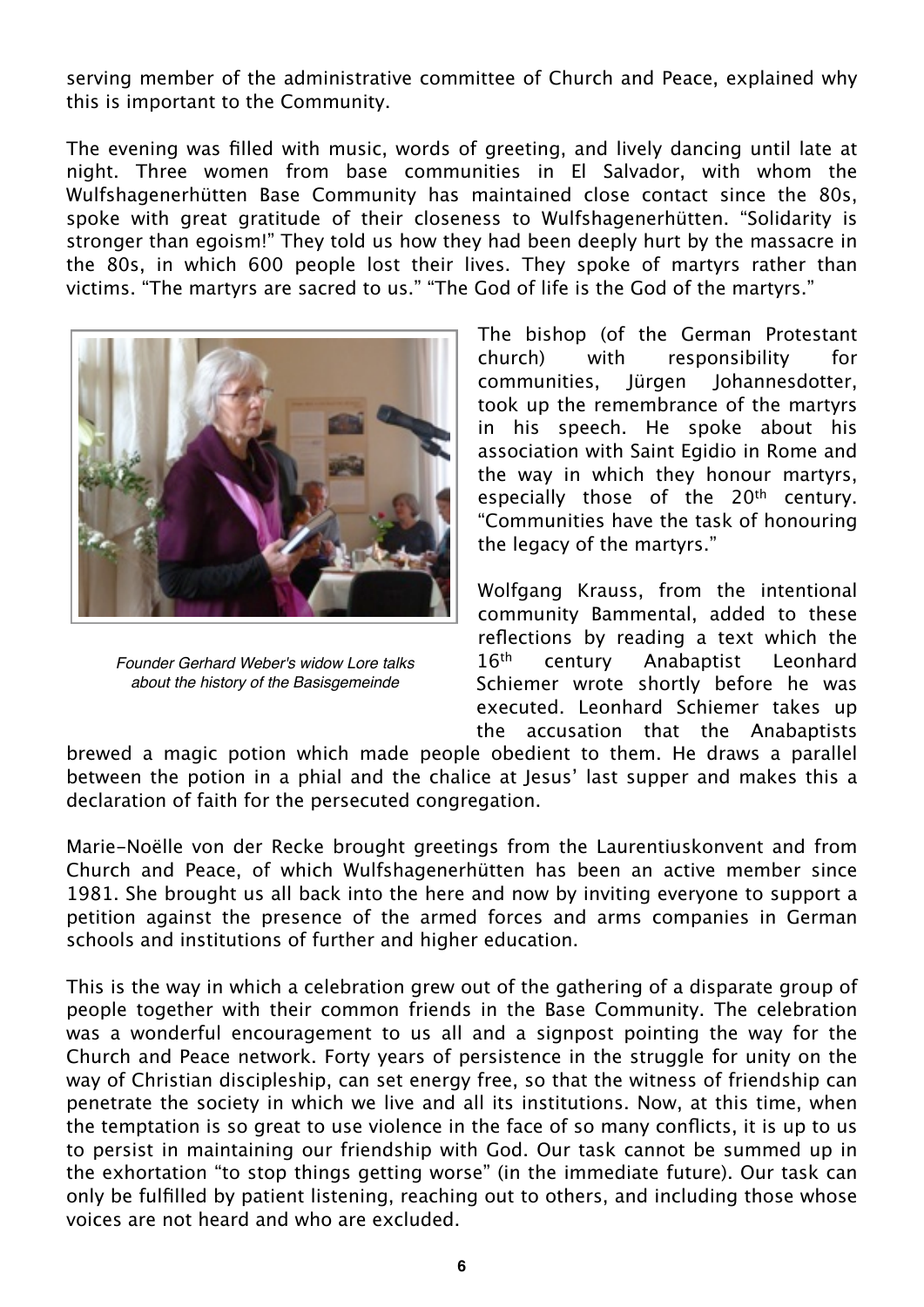serving member of the administrative committee of Church and Peace, explained why this is important to the Community.

The evening was filled with music, words of greeting, and lively dancing until late at night. Three women from base communities in El Salvador, with whom the Wulfshagenerhütten Base Community has maintained close contact since the 80s, spoke with great gratitude of their closeness to Wulfshagenerhütten. "Solidarity is stronger than egoism!" They told us how they had been deeply hurt by the massacre in the 80s, in which 600 people lost their lives. They spoke of martyrs rather than victims. "The martyrs are sacred to us." "The God of life is the God of the martyrs."

*Founder Gerhard Weber's widow Lore talks about the history of the Basisgemeinde*

The bishop (of the German Protestant church) with responsibility for communities, Jürgen Johannesdotter, took up the remembrance of the martyrs in his speech. He spoke about his association with Saint Egidio in Rome and the way in which they honour martyrs, especially those of the 20th century. "Communities have the task of honouring the legacy of the martyrs."

Wolfgang Krauss, from the intentional community Bammental, added to these reflections by reading a text which the 16th century Anabaptist Leonhard Schiemer wrote shortly before he was executed. Leonhard Schiemer takes up the accusation that the Anabaptists brewed a magic potion which made people obedient to them. He draws a parallel between the potion in a phial and the chalice at Jesus' last supper and makes this a declaration of faith for the persecuted congregation.

Marie-Noëlle von der Recke brought greetings from the Laurentiuskonvent and from Church and Peace, of which Wulfshagenerhütten has been an active member since 1981. She brought us all back into the here and now by inviting everyone to support a petition against the presence of the armed forces and arms companies in German schools and institutions of further and higher education.

This is the way in which a celebration grew out of the gathering of a disparate group of people together with their common friends in the Base Community. The celebration was a wonderful encouragement to us all and a signpost pointing the way for the Church and Peace network. Forty years of persistence in the struggle for unity on the way of Christian discipleship, can set energy free, so that the witness of friendship can penetrate the society in which we live and all its institutions. Now, at this time, when the temptation is so great to use violence in the face of so many conflicts, it is up to us to persist in maintaining our friendship with God. Our task cannot be summed up in the exhortation "to stop things getting worse" (in the immediate future). Our task can only be fulfilled by patient listening, reaching out to others, and including those whose voices are not heard and who are excluded.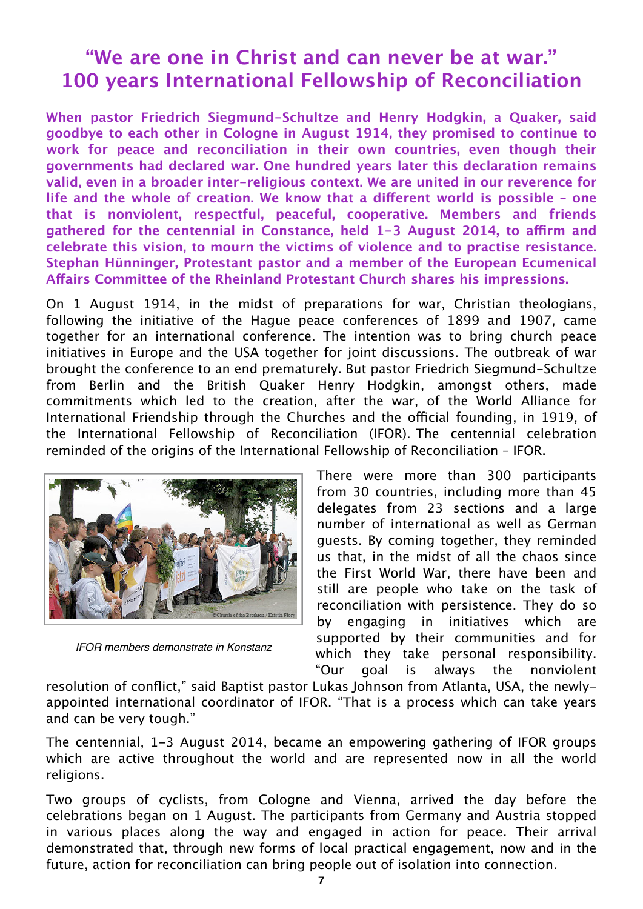# "We are one in Christ and can never be at war." 100 years International Fellowship of Reconciliation

**When pastor Friedrich Siegmund-Schultze and Henry Hodgkin, a Quaker, said goodbye to each other in Cologne in August 1914, they promised to continue to work for peace and reconciliation in their own countries, even though their governments had declared war. One hundred years later this declaration remains valid, even in a broader inter-religious context. We are united in our reverence for life and the whole of creation. We know that a different world is possible – one that is nonviolent, respectful, peaceful, cooperative. Members and friends gathered for the centennial in Constance, held 1-3 August 2014, to affirm and celebrate this vision, to mourn the victims of violence and to practise resistance. Stephan Hünninger, Protestant pastor and a member of the European Ecumenical Affairs Committee of the Rheinland Protestant Church shares his impressions.**

On 1 August 1914, in the midst of preparations for war, Christian theologians, following the initiative of the Hague peace conferences of 1899 and 1907, came together for an international conference. The intention was to bring church peace initiatives in Europe and the USA together for joint discussions. The outbreak of war brought the conference to an end prematurely. But pastor Friedrich Siegmund-Schultze from Berlin and the British Quaker Henry Hodgkin, amongst others, made commitments which led to the creation, after the war, of the World Alliance for International Friendship through the Churches and the official founding, in 1919, of the International Fellowship of Reconciliation (IFOR). The centennial celebration reminded of the origins of the International Fellowship of Reconciliation – IFOR.

*IFOR members demonstrate in Konstanz*

There were more than 300 participants from 30 countries, including more than 45 delegates from 23 sections and a large number of international as well as German guests. By coming together, they reminded us that, in the midst of all the chaos since the First World War, there have been and still are people who take on the task of reconciliation with persistence. They do so by engaging in initiatives which are supported by their communities and for which they take personal responsibility. "Our goal is always the nonviolent resolution of conflict," said Baptist pastor Lukas Johnson from Atlanta, USA, the newly-appointed international coordinator of IFOR. "That is a process which can take years and can be very tough."

The centennial, 1-3 August 2014, became an empowering gathering of IFOR groups which are active throughout the world and are represented now in all the world religions.

Two groups of cyclists, from Cologne and Vienna, arrived the day before the celebrations began on 1 August. The participants from Germany and Austria stopped in various places along the way and engaged in action for peace. Their arrival demonstrated that, through new forms of local practical engagement, now and in the future, action for reconciliation can bring people out of isolation into connection.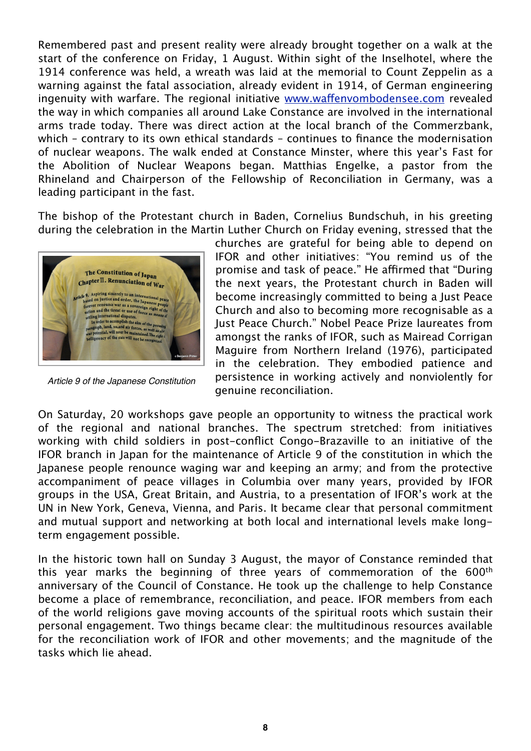Remembered past and present reality were already brought together on a walk at the start of the conference on Friday, 1 August. Within sight of the Inselhotel, where the 1914 conference was held, a wreath was laid at the memorial to Count Zeppelin as a warning against the fatal association, already evident in 1914, of German engineering ingenuity with warfare. The regional initiative [www.waffenvombodensee.com](http://www.waffenvombodensee.com) revealed the way in which companies all around Lake Constance are involved in the international arms trade today. There was direct action at the local branch of the Commerzbank, which – contrary to its own ethical standards – continues to finance the modernisation of nuclear weapons. The walk ended at Constance Minster, where this year's Fast for the Abolition of Nuclear Weapons began. Matthias Engelke, a pastor from the Rhineland and Chairperson of the Fellowship of Reconciliation in Germany, was a leading participant in the fast.

The bishop of the Protestant church in Baden, Cornelius Bundschuh, in his greeting during the celebration in the Martin Luther Church on Friday evening, stressed that the churches are grateful for being able to depend on IFOR and other initiatives: "You remind us of the promise and task of peace." He affirmed that "During the next years, the Protestant church in Baden will become increasingly committed to being a Just Peace Church and also to becoming more recognisable as a Just Peace Church." Nobel Peace Prize laureates from amongst the ranks of IFOR, such as Mairead Corrigan Maguire from Northern Ireland (1976), participated in the celebration. They embodied patience and persistence in working actively and nonviolently for genuine reconciliation.

*Article 9 of the Japanese Constitution*

On Saturday, 20 workshops gave people an opportunity to witness the practical work of the regional and national branches. The spectrum stretched: from initiatives working with child soldiers in post-conflict Congo-Brazaville to an initiative of the IFOR branch in Japan for the maintenance of Article 9 of the constitution in which the Japanese people renounce waging war and keeping an army; and from the protective accompaniment of peace villages in Columbia over many years, provided by IFOR groups in the USA, Great Britain, and Austria, to a presentation of IFOR's work at the UN in New York, Geneva, Vienna, and Paris. It became clear that personal commitment and mutual support and networking at both local and international levels make long-term engagement possible.

In the historic town hall on Sunday 3 August, the mayor of Constance reminded that this year marks the beginning of three years of commemoration of the 600th anniversary of the Council of Constance. He took up the challenge to help Constance become a place of remembrance, reconciliation, and peace. IFOR members from each of the world religions gave moving accounts of the spiritual roots which sustain their personal engagement. Two things became clear: the multitudinous resources available for the reconciliation work of IFOR and other movements; and the magnitude of the tasks which lie ahead.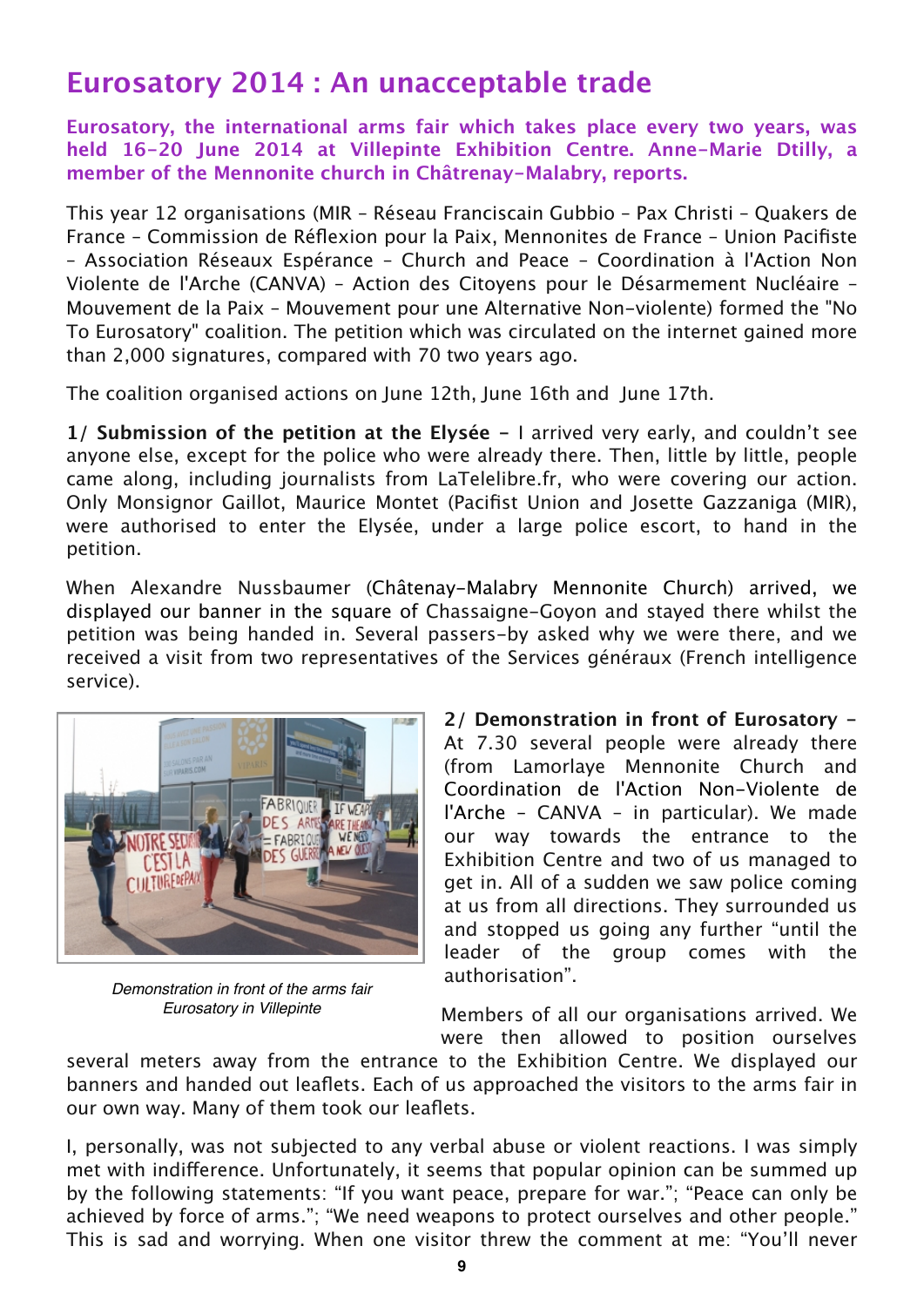# Eurosatory 2014 : An unacceptable trade

**Eurosatory, the international arms fair which takes place every two years, was held 16-20 June 2014 at Villepinte Exhibition Centre. Anne-Marie Dtilly, a member of the Mennonite church in Châtrenay-Malabry, reports.**

This year 12 organisations (MIR – Réseau Franciscain Gubbio – Pax Christi – Quakers de France – Commission de Réflexion pour la Paix, Mennonites de France – Union Pacifiste – Association Réseaux Espérance – Church and Peace – Coordination à l'Action Non Violente de l'Arche (CANVA) – Action des Citoyens pour le Désarmement Nucléaire – Mouvement de la Paix – Mouvement pour une Alternative Non-violente) formed the "No To Eurosatory" coalition. The petition which was circulated on the internet gained more than 2,000 signatures, compared with 70 two years ago.

The coalition organised actions on June 12th, June 16th and June 17th.

**1/ Submission of the petition at the Elysée –** I arrived very early, and couldn't see anyone else, except for the police who were already there. Then, little by little, people came along, including journalists from LaTelelibre.fr, who were covering our action. Only Monsignor Gaillot, Maurice Montet (Pacifist Union and Josette Gazzaniga (MIR), were authorised to enter the Elysée, under a large police escort, to hand in the petition.

When Alexandre Nussbaumer (Châtenay-Malabry Mennonite Church) arrived, we displayed our banner in the square of Chassaigne-Goyon and stayed there whilst the petition was being handed in. Several passers-by asked why we were there, and we received a visit from two representatives of the Services généraux (French intelligence service).

*Demonstration in front of the arms fair Eurosatory in Villepinte*

**2/ Demonstration in front of Eurosatory –** At 7.30 several people were already there (from Lamorlaye Mennonite Church and Coordination de l'Action Non-Violente de l'Arche – CANVA – in particular). We made our way towards the entrance to the Exhibition Centre and two of us managed to get in. All of a sudden we saw police coming at us from all directions. They surrounded us and stopped us going any further "until the leader of the group comes with the authorisation".

Members of all our organisations arrived. We were then allowed to position ourselves several meters away from the entrance to the Exhibition Centre. We displayed our banners and handed out leaflets. Each of us approached the visitors to the arms fair in our own way. Many of them took our leaflets.

I, personally, was not subjected to any verbal abuse or violent reactions. I was simply met with indifference. Unfortunately, it seems that popular opinion can be summed up by the following statements: "If you want peace, prepare for war."; "Peace can only be achieved by force of arms."; "We need weapons to protect ourselves and other people." This is sad and worrying. When one visitor threw the comment at me: "You'll never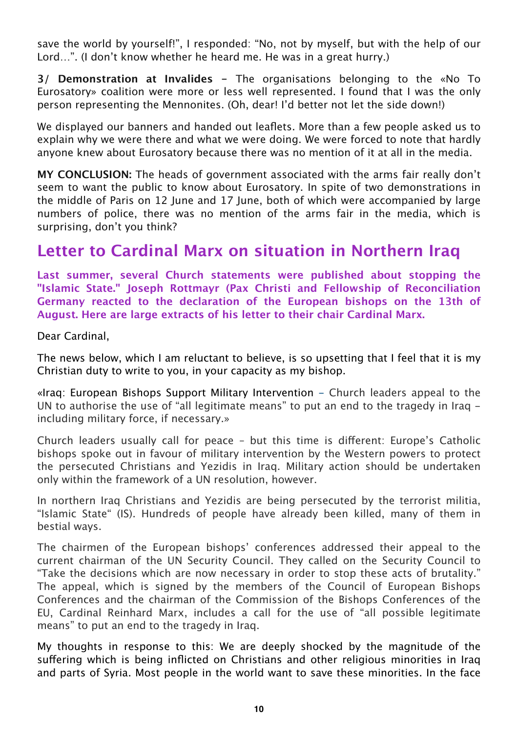save the world by yourself!", I responded: "No, not by myself, but with the help of our Lord…". (I don't know whether he heard me. He was in a great hurry.)

**3/ Demonstration at Invalides** – The organisations belonging to the «No To Eurosatory» coalition were more or less well represented. I found that I was the only person representing the Mennonites. (Oh, dear! I'd better not let the side down!)

We displayed our banners and handed out leaflets. More than a few people asked us to explain why we were there and what we were doing. We were forced to note that hardly anyone knew about Eurosatory because there was no mention of it at all in the media.

**MY CONCLUSION:** The heads of government associated with the arms fair really don't seem to want the public to know about Eurosatory. In spite of two demonstrations in the middle of Paris on 12 June and 17 June, both of which were accompanied by large numbers of police, there was no mention of the arms fair in the media, which is surprising, don't you think?

## Letter to Cardinal Marx on situation in Northern Iraq

**Last summer, several Church statements were published about stopping the "Islamic State." Joseph Rottmayr (Pax Christi and Fellowship of Reconciliation Germany reacted to the declaration of the European bishops on the 13th of August. Here are large extracts of his letter to their chair Cardinal Marx.**

Dear Cardinal,

The news below, which I am reluctant to believe, is so upsetting that I feel that it is my Christian duty to write to you, in your capacity as my bishop.

«Iraq: European Bishops Support Military Intervention – Church leaders appeal to the UN to authorise the use of "all legitimate means" to put an end to the tragedy in Iraq – including military force, if necessary.»

Church leaders usually call for peace – but this time is different: Europe's Catholic bishops spoke out in favour of military intervention by the Western powers to protect the persecuted Christians and Yezidis in Iraq. Military action should be undertaken only within the framework of a UN resolution, however.

In northern Iraq Christians and Yezidis are being persecuted by the terrorist militia, "Islamic State" (IS). Hundreds of people have already been killed, many of them in bestial ways.

The chairmen of the European bishops' conferences addressed their appeal to the current chairman of the UN Security Council. They called on the Security Council to "Take the decisions which are now necessary in order to stop these acts of brutality." The appeal, which is signed by the members of the Council of European Bishops Conferences and the chairman of the Commission of the Bishops Conferences of the EU, Cardinal Reinhard Marx, includes a call for the use of "all possible legitimate means" to put an end to the tragedy in Iraq.

My thoughts in response to this: We are deeply shocked by the magnitude of the suffering which is being inflicted on Christians and other religious minorities in Iraq and parts of Syria. Most people in the world want to save these minorities. In the face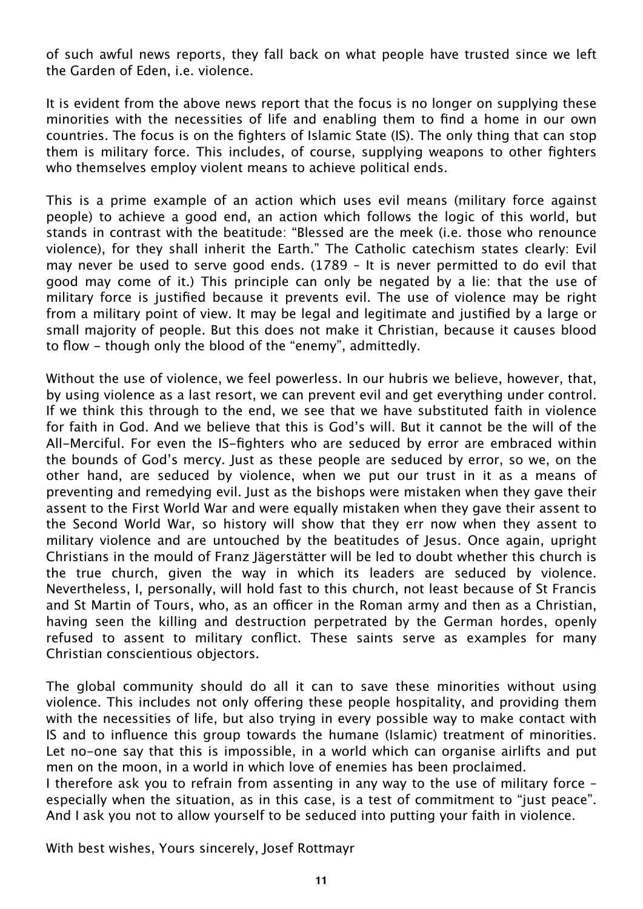of such awful news reports, they fall back on what people have trusted since we left the Garden of Eden, i.e. violence.

It is evident from the above news report that the focus is no longer on supplying these minorities with the necessities of life and enabling them to find a home in our own countries. The focus is on the fighters of Islamic State (IS). The only thing that can stop them is military force. This includes, of course, supplying weapons to other fighters who themselves employ violent means to achieve political ends.

This is a prime example of an action which uses evil means (military force against people) to achieve a good end, an action which follows the logic of this world, but stands in contrast with the beatitude: "Blessed are the meek (i.e. those who renounce violence), for they shall inherit the Earth." The Catholic catechism states clearly: Evil may never be used to serve good ends. (1789 – It is never permitted to do evil that good may come of it.) This principle can only be negated by a lie: that the use of military force is justified because it prevents evil. The use of violence may be right from a military point of view. It may be legal and legitimate and justified by a large or small majority of people. But this does not make it Christian, because it causes blood to flow – though only the blood of the "enemy", admittedly.

Without the use of violence, we feel powerless. In our hubris we believe, however, that, by using violence as a last resort, we can prevent evil and get everything under control. If we think this through to the end, we see that we have substituted faith in violence for faith in God. And we believe that this is God's will. But it cannot be the will of the All-Merciful. For even the IS-fighters who are seduced by error are embraced within the bounds of God's mercy. Just as these people are seduced by error, so we, on the other hand, are seduced by violence, when we put our trust in it as a means of preventing and remedying evil. Just as the bishops were mistaken when they gave their assent to the First World War and were equally mistaken when they gave their assent to the Second World War, so history will show that they err now when they assent to military violence and are untouched by the beatitudes of Jesus. Once again, upright Christians in the mould of Franz Jägerstätter will be led to doubt whether this church is the true church, given the way in which its leaders are seduced by violence. Nevertheless, I, personally, will hold fast to this church, not least because of St Francis and St Martin of Tours, who, as an officer in the Roman army and then as a Christian, having seen the killing and destruction perpetrated by the German hordes, openly refused to assent to military conflict. These saints serve as examples for many Christian conscientious objectors.

The global community should do all it can to save these minorities without using violence. This includes not only offering these people hospitality, and providing them with the necessities of life, but also trying in every possible way to make contact with IS and to influence this group towards the humane (Islamic) treatment of minorities. Let no-one say that this is impossible, in a world which can organise airlifts and put men on the moon, in a world in which love of enemies has been proclaimed.
I therefore ask you to refrain from assenting in any way to the use of military force – especially when the situation, as in this case, is a test of commitment to "just peace". And I ask you not to allow yourself to be seduced into putting your faith in violence.

With best wishes, Yours sincerely, Josef Rottmayr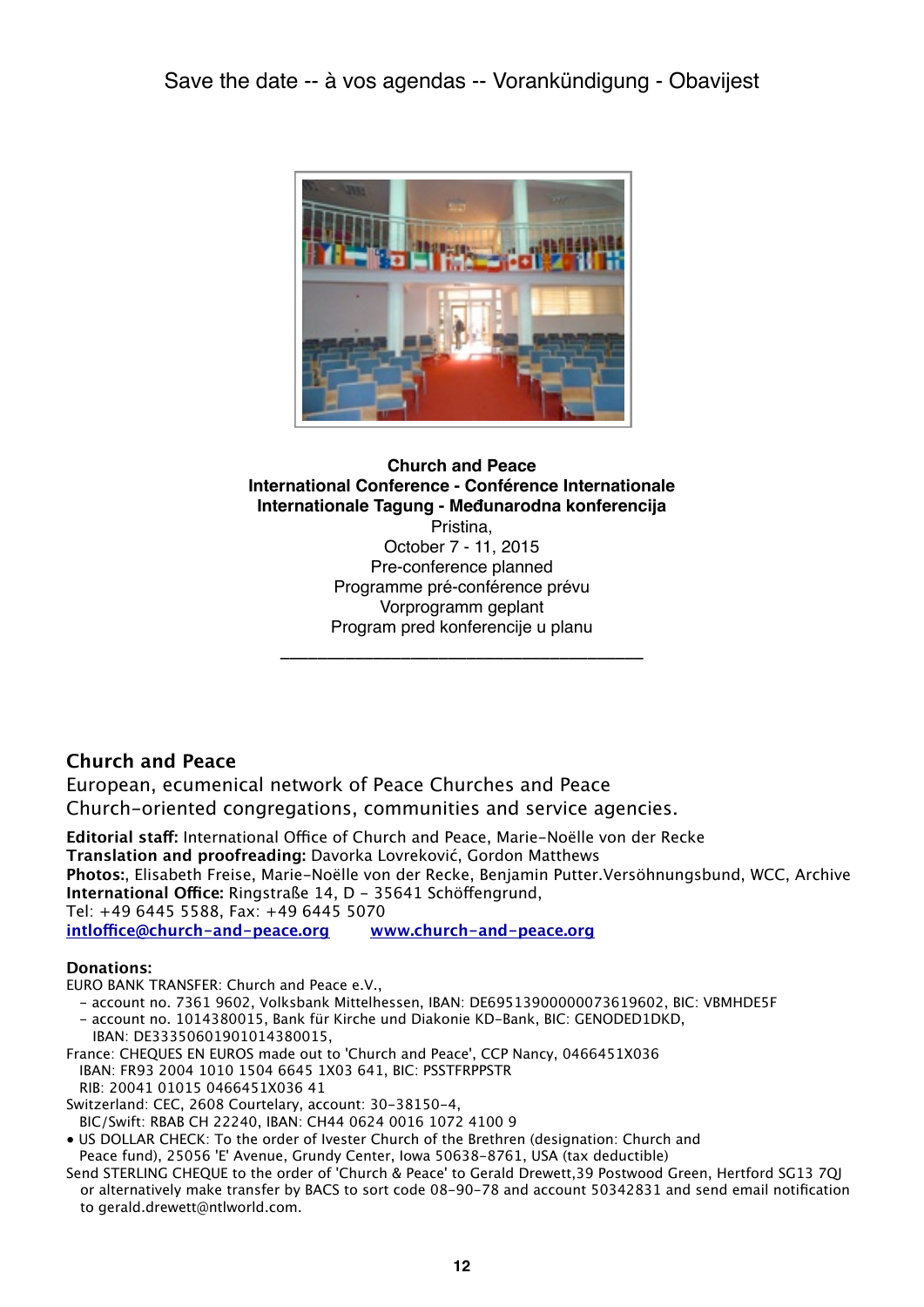Save the date -- à vos agendas -- Vorankündigung - Obavijest

**Church and Peace**
**International Conference - Conférence Internationale**
**Internationale Tagung - Međunarodna konferencija**
Pristina,
October 7 - 11, 2015
Pre-conference planned
Programme pré-conférence prévu
Vorprogramm geplant
Program pred konferencije u planu

---

## Church and Peace

European, ecumenical network of Peace Churches and Peace Church-oriented congregations, communities and service agencies.

**Editorial staff:** International Office of Church and Peace, Marie-Noëlle von der Recke
**Translation and proofreading:** Davorka Lovreković, Gordon Matthews
**Photos:**, Elisabeth Freise, Marie-Noëlle von der Recke, Benjamin Putter.Versöhnungsbund, WCC, Archive
**International Office:** Ringstraße 14, D - 35641 Schöffengrund,
Tel: +49 6445 5588, Fax: +49 6445 5070
intloffice@church-and-peace.org www.church-and-peace.org

**Donations:**

EURO BANK TRANSFER: Church and Peace e.V.,
- account no. 7361 9602, Volksbank Mittelhessen, IBAN: DE69513900000073619602, BIC: VBMHDE5F
- account no. 1014380015, Bank für Kirche und Diakonie KD-Bank, BIC: GENODED1DKD, IBAN: DE33350601901014380015,

France: CHEQUES EN EUROS made out to 'Church and Peace', CCP Nancy, 0466451X036
IBAN: FR93 2004 1010 1504 6645 1X03 641, BIC: PSSTFRPPSTR
RIB: 20041 01015 0466451X036 41

Switzerland: CEC, 2608 Courtelary, account: 30-38150-4,
BIC/Swift: RBAB CH 22240, IBAN: CH44 0624 0016 1072 4100 9

- US DOLLAR CHECK: To the order of Ivester Church of the Brethren (designation: Church and Peace fund), 25056 'E' Avenue, Grundy Center, Iowa 50638-8761, USA (tax deductible)

Send STERLING CHEQUE to the order of 'Church & Peace' to Gerald Drewett,39 Postwood Green, Hertford SG13 7QJ or alternatively make transfer by BACS to sort code 08-90-78 and account 50342831 and send email notification to gerald.drewett@ntlworld.com.